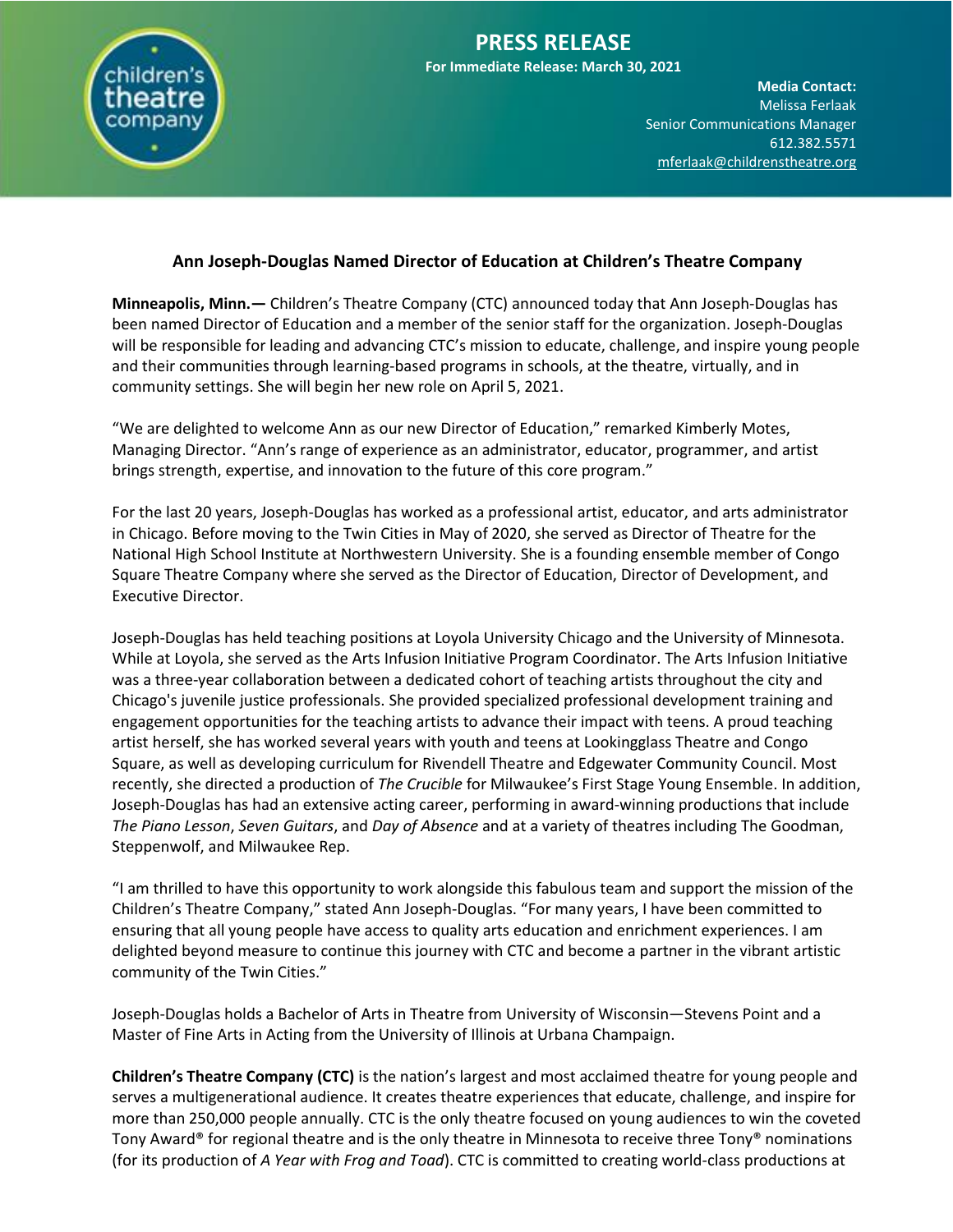# PRESS RELEASE

**For Immediate Release: March 30, 2021**

**Media Contact:**
Melissa Ferlaak
Senior Communications Manager
612.382.5571
mferlaak@childrenstheatre.org

## Ann Joseph-Douglas Named Director of Education at Children's Theatre Company

**Minneapolis, Minn.—** Children's Theatre Company (CTC) announced today that Ann Joseph-Douglas has been named Director of Education and a member of the senior staff for the organization. Joseph-Douglas will be responsible for leading and advancing CTC's mission to educate, challenge, and inspire young people and their communities through learning-based programs in schools, at the theatre, virtually, and in community settings. She will begin her new role on April 5, 2021.

"We are delighted to welcome Ann as our new Director of Education," remarked Kimberly Motes, Managing Director. "Ann's range of experience as an administrator, educator, programmer, and artist brings strength, expertise, and innovation to the future of this core program."

For the last 20 years, Joseph-Douglas has worked as a professional artist, educator, and arts administrator in Chicago. Before moving to the Twin Cities in May of 2020, she served as Director of Theatre for the National High School Institute at Northwestern University. She is a founding ensemble member of Congo Square Theatre Company where she served as the Director of Education, Director of Development, and Executive Director.

Joseph-Douglas has held teaching positions at Loyola University Chicago and the University of Minnesota. While at Loyola, she served as the Arts Infusion Initiative Program Coordinator. The Arts Infusion Initiative was a three-year collaboration between a dedicated cohort of teaching artists throughout the city and Chicago's juvenile justice professionals. She provided specialized professional development training and engagement opportunities for the teaching artists to advance their impact with teens. A proud teaching artist herself, she has worked several years with youth and teens at Lookingglass Theatre and Congo Square, as well as developing curriculum for Rivendell Theatre and Edgewater Community Council. Most recently, she directed a production of *The Crucible* for Milwaukee's First Stage Young Ensemble. In addition, Joseph-Douglas has had an extensive acting career, performing in award-winning productions that include *The Piano Lesson*, *Seven Guitars*, and *Day of Absence* and at a variety of theatres including The Goodman, Steppenwolf, and Milwaukee Rep.

"I am thrilled to have this opportunity to work alongside this fabulous team and support the mission of the Children's Theatre Company," stated Ann Joseph-Douglas. "For many years, I have been committed to ensuring that all young people have access to quality arts education and enrichment experiences. I am delighted beyond measure to continue this journey with CTC and become a partner in the vibrant artistic community of the Twin Cities."

Joseph-Douglas holds a Bachelor of Arts in Theatre from University of Wisconsin—Stevens Point and a Master of Fine Arts in Acting from the University of Illinois at Urbana Champaign.

**Children's Theatre Company (CTC)** is the nation's largest and most acclaimed theatre for young people and serves a multigenerational audience. It creates theatre experiences that educate, challenge, and inspire for more than 250,000 people annually. CTC is the only theatre focused on young audiences to win the coveted Tony Award® for regional theatre and is the only theatre in Minnesota to receive three Tony® nominations (for its production of *A Year with Frog and Toad*). CTC is committed to creating world-class productions at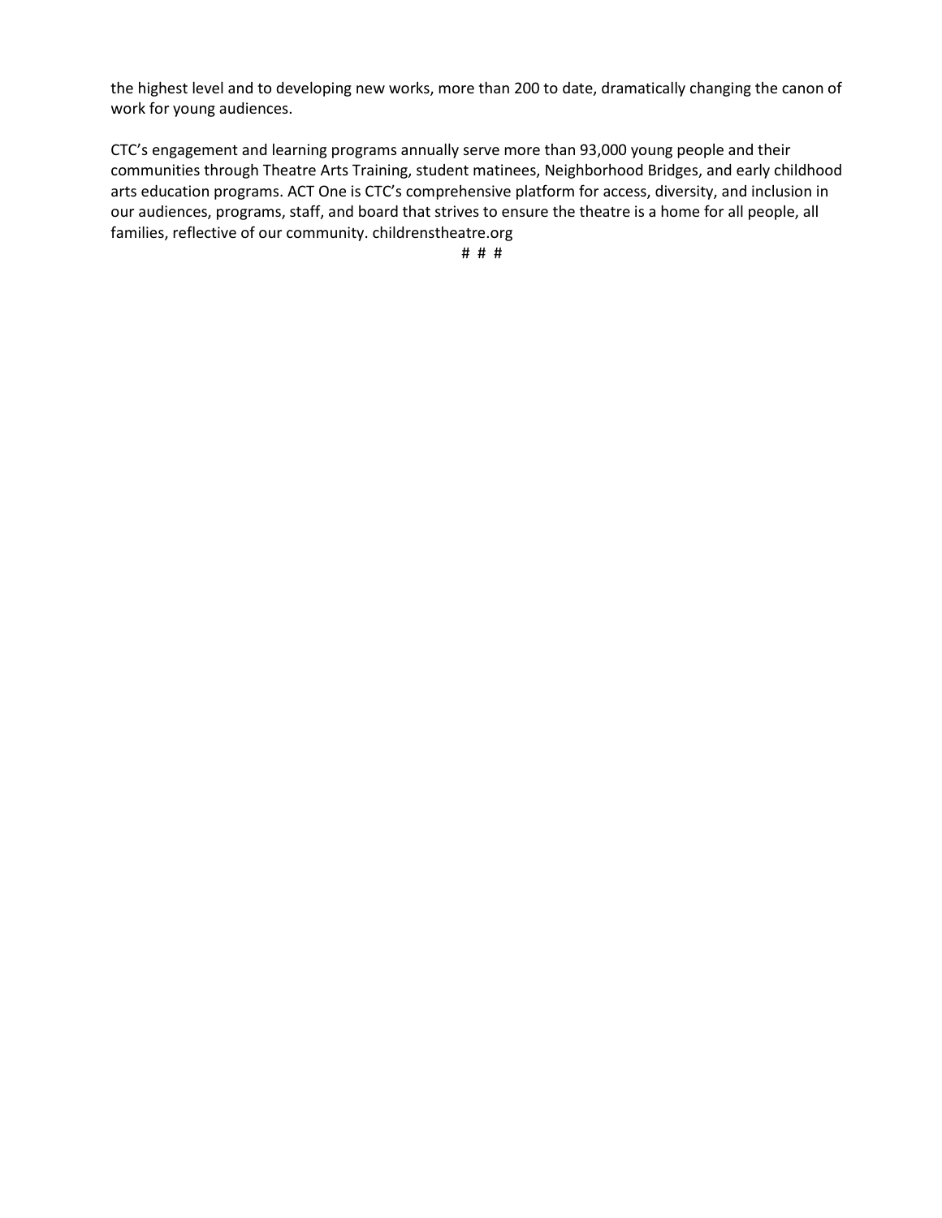the highest level and to developing new works, more than 200 to date, dramatically changing the canon of work for young audiences.

CTC's engagement and learning programs annually serve more than 93,000 young people and their communities through Theatre Arts Training, student matinees, Neighborhood Bridges, and early childhood arts education programs. ACT One is CTC's comprehensive platform for access, diversity, and inclusion in our audiences, programs, staff, and board that strives to ensure the theatre is a home for all people, all families, reflective of our community. childrenstheatre.org

# # #